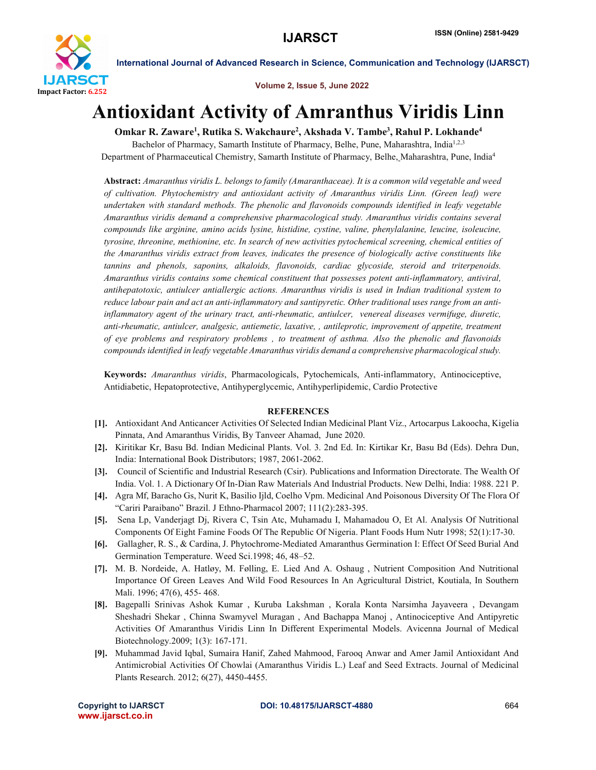# Antioxidant Activity of Amranthus Viridis Linn

**Omkar R. Zaware[1], Rutika S. Wakchaure[2], Akshada V. Tambe[3], Rahul P. Lokhande[4]**

Bachelor of Pharmacy, Samarth Institute of Pharmacy, Belhe, Pune, Maharashtra, India[1,2,3]

Department of Pharmaceutical Chemistry, Samarth Institute of Pharmacy, Belhe, Maharashtra, Pune, India[4]

**Abstract:** *Amaranthus viridis L. belongs to family (Amaranthaceae). It is a common wild vegetable and weed of cultivation. Phytochemistry and antioxidant activity of Amaranthus viridis Linn. (Green leaf) were undertaken with standard methods. The phenolic and flavonoids compounds identified in leafy vegetable Amaranthus viridis demand a comprehensive pharmacological study. Amaranthus viridis contains several compounds like arginine, amino acids lysine, histidine, cystine, valine, phenylalanine, leucine, isoleucine, tyrosine, threonine, methionine, etc. In search of new activities pytochemical screening, chemical entities of the Amaranthus viridis extract from leaves, indicates the presence of biologically active constituents like tannins and phenols, saponins, alkaloids, flavonoids, cardiac glycoside, steroid and triterpenoids. Amaranthus viridis contains some chemical constituent that possesses potent anti-inflammatory, antiviral, antihepatotoxic, antiulcer antiallergic actions. Amaranthus viridis is used in Indian traditional system to reduce labour pain and act an anti-inflammatory and santipyretic. Other traditional uses range from an anti-inflammatory agent of the urinary tract, anti-rheumatic, antiulcer, venereal diseases vermifuge, diuretic, anti-rheumatic, antiulcer, analgesic, antiemetic, laxative, , antileprotic, improvement of appetite, treatment of eye problems and respiratory problems , to treatment of asthma. Also the phenolic and flavonoids compounds identified in leafy vegetable Amaranthus viridis demand a comprehensive pharmacological study.*

**Keywords:** *Amaranthus viridis*, Pharmacologicals, Pytochemicals, Anti-inflammatory, Antinociceptive, Antidiabetic, Hepatoprotective, Antihyperglycemic, Antihyperlipidemic, Cardio Protective

## REFERENCES

[1]. Antioxidant And Anticancer Activities Of Selected Indian Medicinal Plant Viz., Artocarpus Lakoocha, Kigelia Pinnata, And Amaranthus Viridis, By Tanveer Ahamad, June 2020.

[2]. Kiritikar Kr, Basu Bd. Indian Medicinal Plants. Vol. 3. 2nd Ed. In: Kirtikar Kr, Basu Bd (Eds). Dehra Dun, India: International Book Distributors; 1987, 2061-2062.

[3]. Council of Scientific and Industrial Research (Csir). Publications and Information Directorate. The Wealth Of India. Vol. 1. A Dictionary Of In-Dian Raw Materials And Industrial Products. New Delhi, India: 1988. 221 P.

[4]. Agra Mf, Baracho Gs, Nurit K, Basilio Ijld, Coelho Vpm. Medicinal And Poisonous Diversity Of The Flora Of "Cariri Paraibano" Brazil. J Ethno-Pharmacol 2007; 111(2):283-395.

[5]. Sena Lp, Vanderjagt Dj, Rivera C, Tsin Atc, Muhamadu I, Mahamadou O, Et Al. Analysis Of Nutritional Components Of Eight Famine Foods Of The Republic Of Nigeria. Plant Foods Hum Nutr 1998; 52(1):17-30.

[6]. Gallagher, R. S., & Cardina, J. Phytochrome-Mediated Amaranthus Germination I: Effect Of Seed Burial And Germination Temperature. Weed Sci.1998; 46, 48–52.

[7]. M. B. Nordeide, A. Hatløy, M. Følling, E. Lied And A. Oshaug , Nutrient Composition And Nutritional Importance Of Green Leaves And Wild Food Resources In An Agricultural District, Koutiala, In Southern Mali. 1996; 47(6), 455- 468.

[8]. Bagepalli Srinivas Ashok Kumar , Kuruba Lakshman , Korala Konta Narsimha Jayaveera , Devangam Sheshadri Shekar , Chinna Swamyvel Muragan , And Bachappa Manoj , Antinociceptive And Antipyretic Activities Of Amaranthus Viridis Linn In Different Experimental Models. Avicenna Journal of Medical Biotechnology.2009; 1(3): 167-171.

[9]. Muhammad Javid Iqbal, Sumaira Hanif, Zahed Mahmood, Farooq Anwar and Amer Jamil Antioxidant And Antimicrobial Activities Of Chowlai (Amaranthus Viridis L.) Leaf and Seed Extracts. Journal of Medicinal Plants Research. 2012; 6(27), 4450-4455.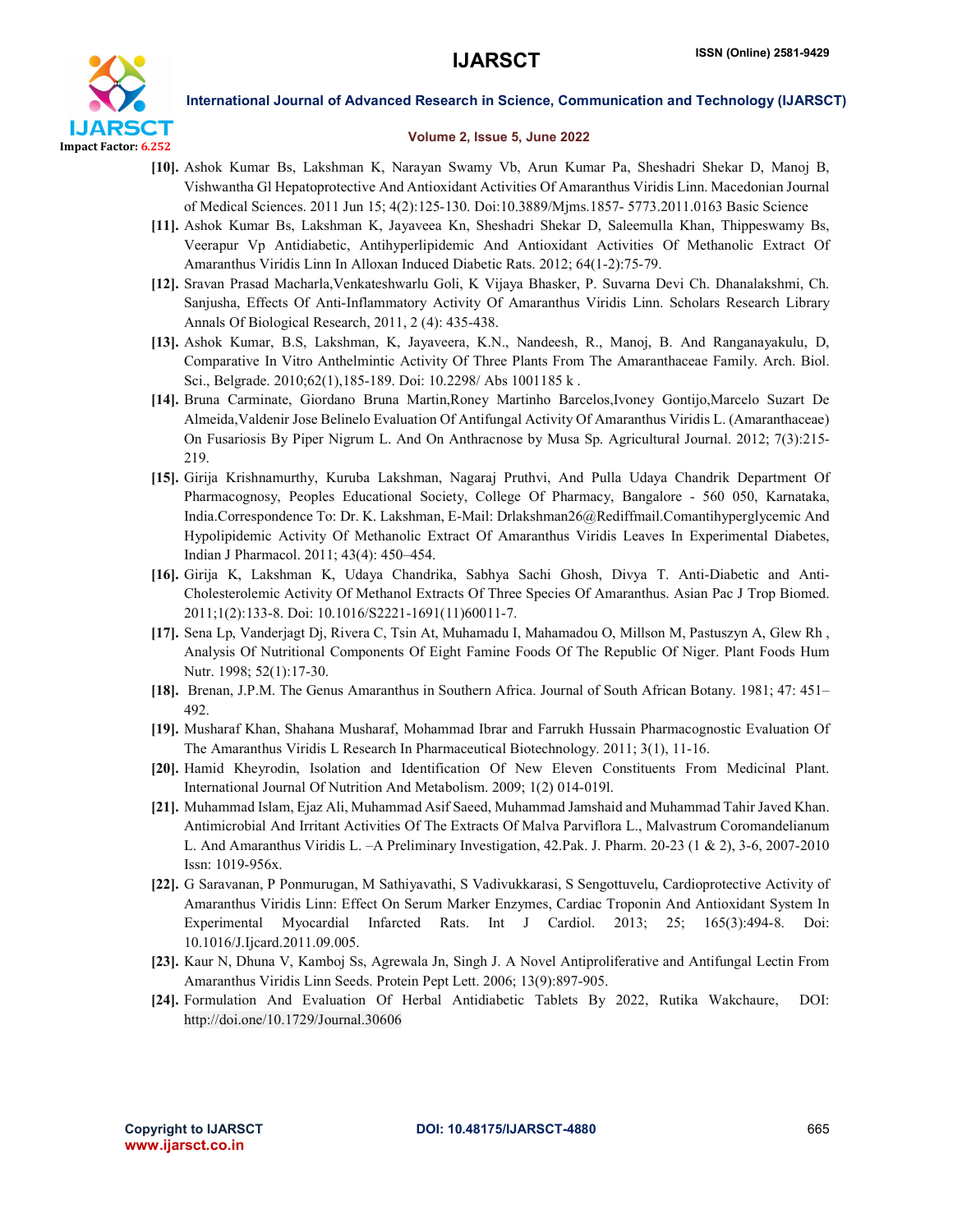[10]. Ashok Kumar Bs, Lakshman K, Narayan Swamy Vb, Arun Kumar Pa, Sheshadri Shekar D, Manoj B, Vishwantha Gl Hepatoprotective And Antioxidant Activities Of Amaranthus Viridis Linn. Macedonian Journal of Medical Sciences. 2011 Jun 15; 4(2):125-130. Doi:10.3889/Mjms.1857- 5773.2011.0163 Basic Science

[11]. Ashok Kumar Bs, Lakshman K, Jayaveea Kn, Sheshadri Shekar D, Saleemulla Khan, Thippeswamy Bs, Veerapur Vp Antidiabetic, Antihyperlipidemic And Antioxidant Activities Of Methanolic Extract Of Amaranthus Viridis Linn In Alloxan Induced Diabetic Rats. 2012; 64(1-2):75-79.

[12]. Sravan Prasad Macharla,Venkateshwarlu Goli, K Vijaya Bhasker, P. Suvarna Devi Ch. Dhanalakshmi, Ch. Sanjusha, Effects Of Anti-Inflammatory Activity Of Amaranthus Viridis Linn. Scholars Research Library Annals Of Biological Research, 2011, 2 (4): 435-438.

[13]. Ashok Kumar, B.S, Lakshman, K, Jayaveera, K.N., Nandeesh, R., Manoj, B. And Ranganayakulu, D, Comparative In Vitro Anthelmintic Activity Of Three Plants From The Amaranthaceae Family. Arch. Biol. Sci., Belgrade. 2010;62(1),185-189. Doi: 10.2298/ Abs 1001185 k .

[14]. Bruna Carminate, Giordano Bruna Martin,Roney Martinho Barcelos,Ivoney Gontijo,Marcelo Suzart De Almeida,Valdenir Jose Belinelo Evaluation Of Antifungal Activity Of Amaranthus Viridis L. (Amaranthaceae) On Fusariosis By Piper Nigrum L. And On Anthracnose by Musa Sp. Agricultural Journal. 2012; 7(3):215-219.

[15]. Girija Krishnamurthy, Kuruba Lakshman, Nagaraj Pruthvi, And Pulla Udaya Chandrik Department Of Pharmacognosy, Peoples Educational Society, College Of Pharmacy, Bangalore - 560 050, Karnataka, India.Correspondence To: Dr. K. Lakshman, E-Mail: Drlakshman26@Rediffmail.Comantihyperglycemic And Hypolipidemic Activity Of Methanolic Extract Of Amaranthus Viridis Leaves In Experimental Diabetes, Indian J Pharmacol. 2011; 43(4): 450–454.

[16]. Girija K, Lakshman K, Udaya Chandrika, Sabhya Sachi Ghosh, Divya T. Anti-Diabetic and Anti-Cholesterolemic Activity Of Methanol Extracts Of Three Species Of Amaranthus. Asian Pac J Trop Biomed. 2011;1(2):133-8. Doi: 10.1016/S2221-1691(11)60011-7.

[17]. Sena Lp, Vanderjagt Dj, Rivera C, Tsin At, Muhamadu I, Mahamadou O, Millson M, Pastuszyn A, Glew Rh , Analysis Of Nutritional Components Of Eight Famine Foods Of The Republic Of Niger. Plant Foods Hum Nutr. 1998; 52(1):17-30.

[18]. Brenan, J.P.M. The Genus Amaranthus in Southern Africa. Journal of South African Botany. 1981; 47: 451–492.

[19]. Musharaf Khan, Shahana Musharaf, Mohammad Ibrar and Farrukh Hussain Pharmacognostic Evaluation Of The Amaranthus Viridis L Research In Pharmaceutical Biotechnology. 2011; 3(1), 11-16.

[20]. Hamid Kheyrodin, Isolation and Identification Of New Eleven Constituents From Medicinal Plant. International Journal Of Nutrition And Metabolism. 2009; 1(2) 014-019l.

[21]. Muhammad Islam, Ejaz Ali, Muhammad Asif Saeed, Muhammad Jamshaid and Muhammad Tahir Javed Khan. Antimicrobial And Irritant Activities Of The Extracts Of Malva Parviflora L., Malvastrum Coromandelianum L. And Amaranthus Viridis L. –A Preliminary Investigation, 42.Pak. J. Pharm. 20-23 (1 & 2), 3-6, 2007-2010 Issn: 1019-956x.

[22]. G Saravanan, P Ponmurugan, M Sathiyavathi, S Vadivukkarasi, S Sengottuvelu, Cardioprotective Activity of Amaranthus Viridis Linn: Effect On Serum Marker Enzymes, Cardiac Troponin And Antioxidant System In Experimental Myocardial Infarcted Rats. Int J Cardiol. 2013; 25; 165(3):494-8. Doi: 10.1016/J.Ijcard.2011.09.005.

[23]. Kaur N, Dhuna V, Kamboj Ss, Agrewala Jn, Singh J. A Novel Antiproliferative and Antifungal Lectin From Amaranthus Viridis Linn Seeds. Protein Pept Lett. 2006; 13(9):897-905.

[24]. Formulation And Evaluation Of Herbal Antidiabetic Tablets By 2022, Rutika Wakchaure, DOI: http://doi.one/10.1729/Journal.30606